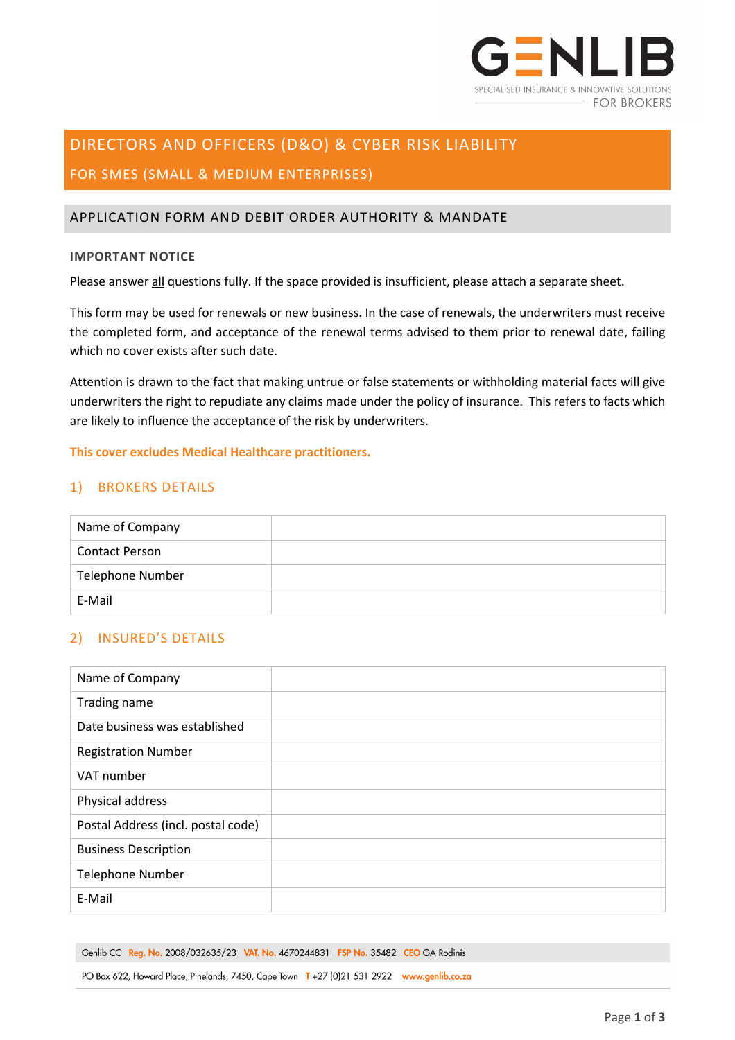# DIRECTORS AND OFFICERS (D&O) & CYBER RISK LIABILITY

## FOR SMES (SMALL & MEDIUM ENTERPRISES)

## APPLICATION FORM AND DEBIT ORDER AUTHORITY & MANDATE

**IMPORTANT NOTICE**

Please answer all questions fully. If the space provided is insufficient, please attach a separate sheet.

This form may be used for renewals or new business. In the case of renewals, the underwriters must receive the completed form, and acceptance of the renewal terms advised to them prior to renewal date, failing which no cover exists after such date.

Attention is drawn to the fact that making untrue or false statements or withholding material facts will give underwriters the right to repudiate any claims made under the policy of insurance. This refers to facts which are likely to influence the acceptance of the risk by underwriters.

**This cover excludes Medical Healthcare practitioners.**

### 1) BROKERS DETAILS

| | |
|---|---|
| Name of Company | |
| Contact Person | |
| Telephone Number | |
| E-Mail | |

### 2) INSURED'S DETAILS

| | |
|---|---|
| Name of Company | |
| Trading name | |
| Date business was established | |
| Registration Number | |
| VAT number | |
| Physical address | |
| Postal Address (incl. postal code) | |
| Business Description | |
| Telephone Number | |
| E-Mail | |

Genlib CC Reg. No. 2008/032635/23 VAT. No. 4670244831 FSP No. 35482 CEO GA Rodinis

PO Box 622, Howard Place, Pinelands, 7450, Cape Town T +27 (0)21 531 2922 www.genlib.co.za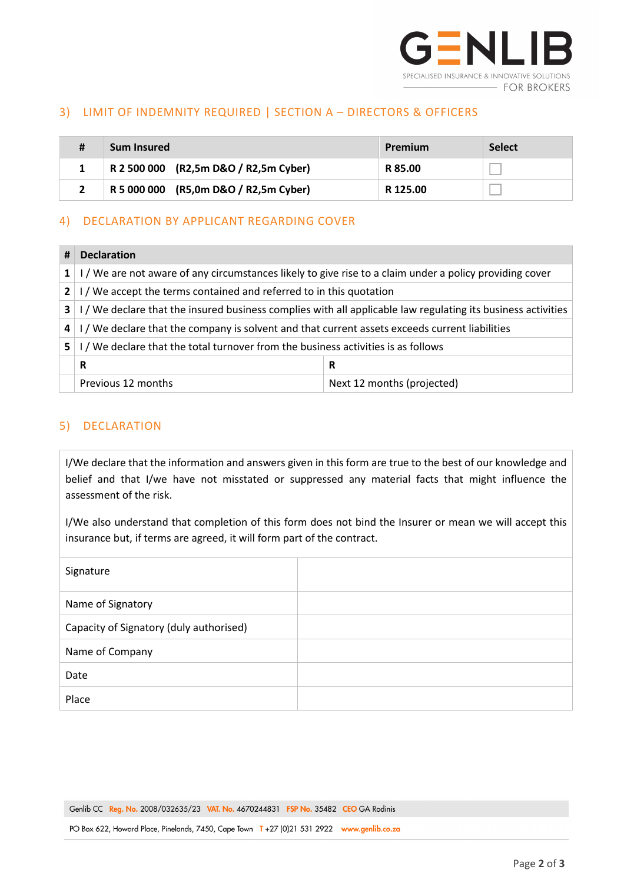## 3) LIMIT OF INDEMNITY REQUIRED | SECTION A – DIRECTORS & OFFICERS

| # | Sum Insured | Premium | Select |
|---|---|---|---|
| **1** | **R 2 500 000 (R2,5m D&O / R2,5m Cyber)** | **R 85.00** | ☐ |
| **2** | **R 5 000 000 (R5,0m D&O / R2,5m Cyber)** | **R 125.00** | ☐ |

## 4) DECLARATION BY APPLICANT REGARDING COVER

| # | Declaration | |
|---|---|---|
| **1** | I / We are not aware of any circumstances likely to give rise to a claim under a policy providing cover | |
| **2** | I / We accept the terms contained and referred to in this quotation | |
| **3** | I / We declare that the insured business complies with all applicable law regulating its business activities | |
| **4** | I / We declare that the company is solvent and that current assets exceeds current liabilities | |
| **5** | I / We declare that the total turnover from the business activities is as follows | |
| | **R** | **R** |
| | Previous 12 months | Next 12 months (projected) |

## 5) DECLARATION

I/We declare that the information and answers given in this form are true to the best of our knowledge and belief and that I/we have not misstated or suppressed any material facts that might influence the assessment of the risk.

I/We also understand that completion of this form does not bind the Insurer or mean we will accept this insurance but, if terms are agreed, it will form part of the contract.

| | |
|---|---|
| Signature | |
| Name of Signatory | |
| Capacity of Signatory (duly authorised) | |
| Name of Company | |
| Date | |
| Place | |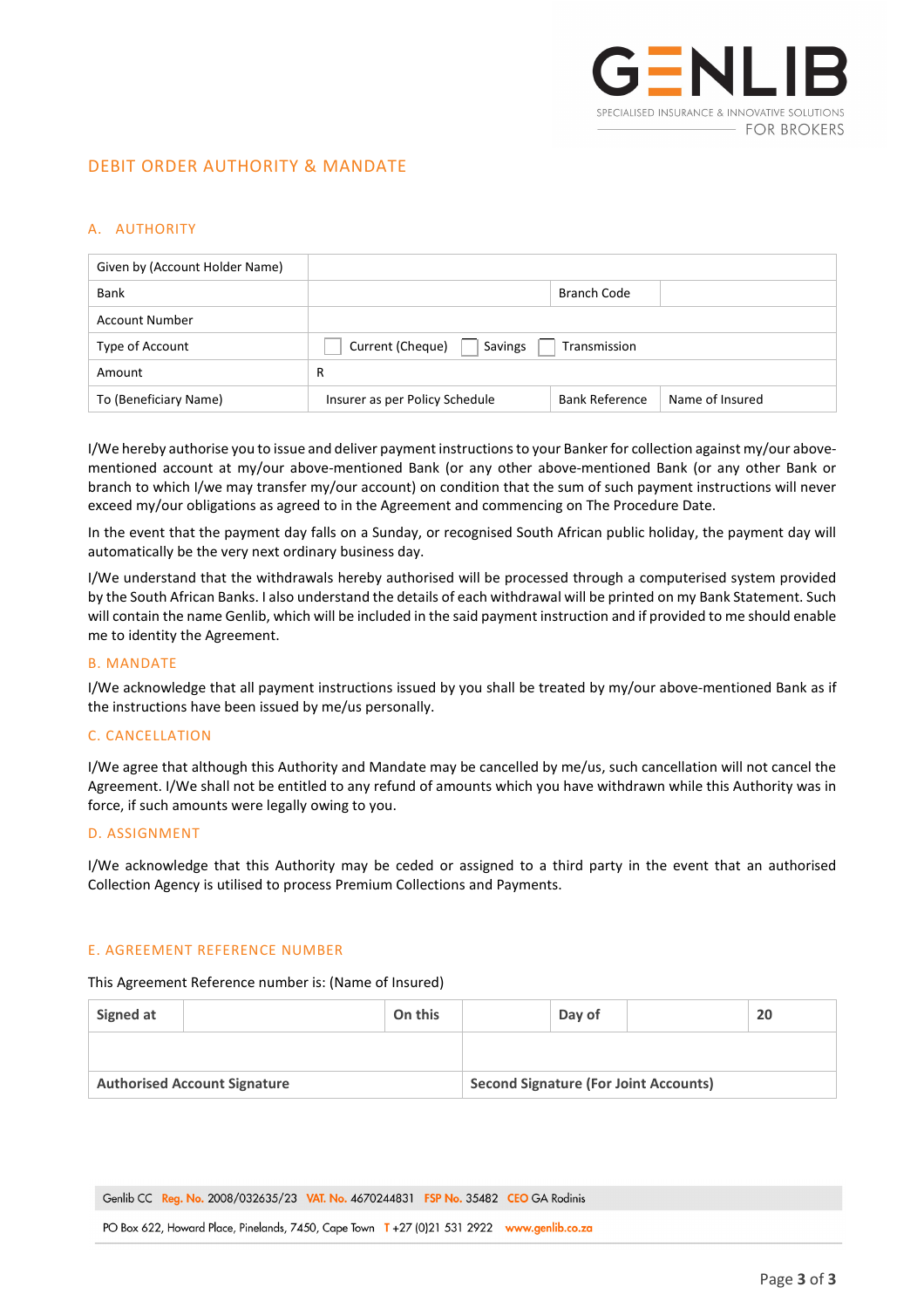GENLIB

SPECIALISED INSURANCE & INNOVATIVE SOLUTIONS FOR BROKERS

# DEBIT ORDER AUTHORITY & MANDATE

## A. AUTHORITY

| | | | |
|---|---|---|---|
| Given by (Account Holder Name) | | | |
| Bank | | Branch Code | |
| Account Number | | | |
| Type of Account | ☐ Current (Cheque) ☐ Savings ☐ Transmission | | |
| Amount | R | | |
| To (Beneficiary Name) | Insurer as per Policy Schedule | Bank Reference | Name of Insured |

I/We hereby authorise you to issue and deliver payment instructions to your Banker for collection against my/our above-mentioned account at my/our above-mentioned Bank (or any other above-mentioned Bank (or any other Bank or branch to which I/we may transfer my/our account) on condition that the sum of such payment instructions will never exceed my/our obligations as agreed to in the Agreement and commencing on The Procedure Date.

In the event that the payment day falls on a Sunday, or recognised South African public holiday, the payment day will automatically be the very next ordinary business day.

I/We understand that the withdrawals hereby authorised will be processed through a computerised system provided by the South African Banks. I also understand the details of each withdrawal will be printed on my Bank Statement. Such will contain the name Genlib, which will be included in the said payment instruction and if provided to me should enable me to identity the Agreement.

## B. MANDATE

I/We acknowledge that all payment instructions issued by you shall be treated by my/our above-mentioned Bank as if the instructions have been issued by me/us personally.

## C. CANCELLATION

I/We agree that although this Authority and Mandate may be cancelled by me/us, such cancellation will not cancel the Agreement. I/We shall not be entitled to any refund of amounts which you have withdrawn while this Authority was in force, if such amounts were legally owing to you.

## D. ASSIGNMENT

I/We acknowledge that this Authority may be ceded or assigned to a third party in the event that an authorised Collection Agency is utilised to process Premium Collections and Payments.

## E. AGREEMENT REFERENCE NUMBER

This Agreement Reference number is: (Name of Insured)

| | | | | | | |
|---|---|---|---|---|---|---|
| **Signed at** | | **On this** | | **Day of** | | **20** |
| | | | | | | |
| **Authorised Account Signature** | | | **Second Signature (For Joint Accounts)** | | | |

Genlib CC Reg. No. 2008/032635/23 VAT. No. 4670244831 FSP No. 35482 CEO GA Rodinis

PO Box 622, Howard Place, Pinelands, 7450, Cape Town T +27 (0)21 531 2922 www.genlib.co.za